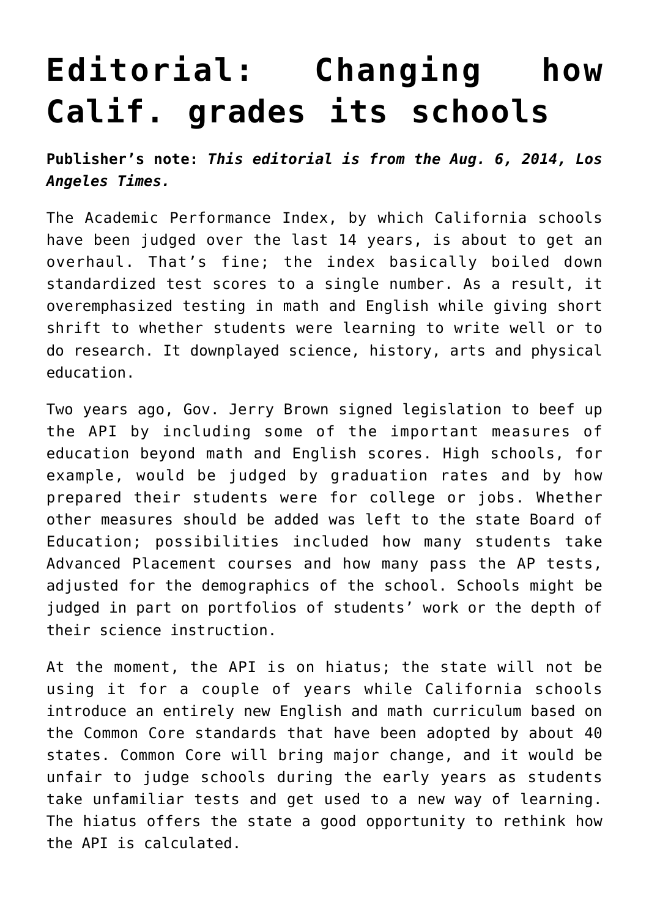# Editorial: Changing how Calif. grades its schools

**Publisher's note:** ***This editorial is from the Aug. 6, 2014, Los Angeles Times.***

The Academic Performance Index, by which California schools have been judged over the last 14 years, is about to get an overhaul. That's fine; the index basically boiled down standardized test scores to a single number. As a result, it overemphasized testing in math and English while giving short shrift to whether students were learning to write well or to do research. It downplayed science, history, arts and physical education.

Two years ago, Gov. Jerry Brown signed legislation to beef up the API by including some of the important measures of education beyond math and English scores. High schools, for example, would be judged by graduation rates and by how prepared their students were for college or jobs. Whether other measures should be added was left to the state Board of Education; possibilities included how many students take Advanced Placement courses and how many pass the AP tests, adjusted for the demographics of the school. Schools might be judged in part on portfolios of students' work or the depth of their science instruction.

At the moment, the API is on hiatus; the state will not be using it for a couple of years while California schools introduce an entirely new English and math curriculum based on the Common Core standards that have been adopted by about 40 states. Common Core will bring major change, and it would be unfair to judge schools during the early years as students take unfamiliar tests and get used to a new way of learning. The hiatus offers the state a good opportunity to rethink how the API is calculated.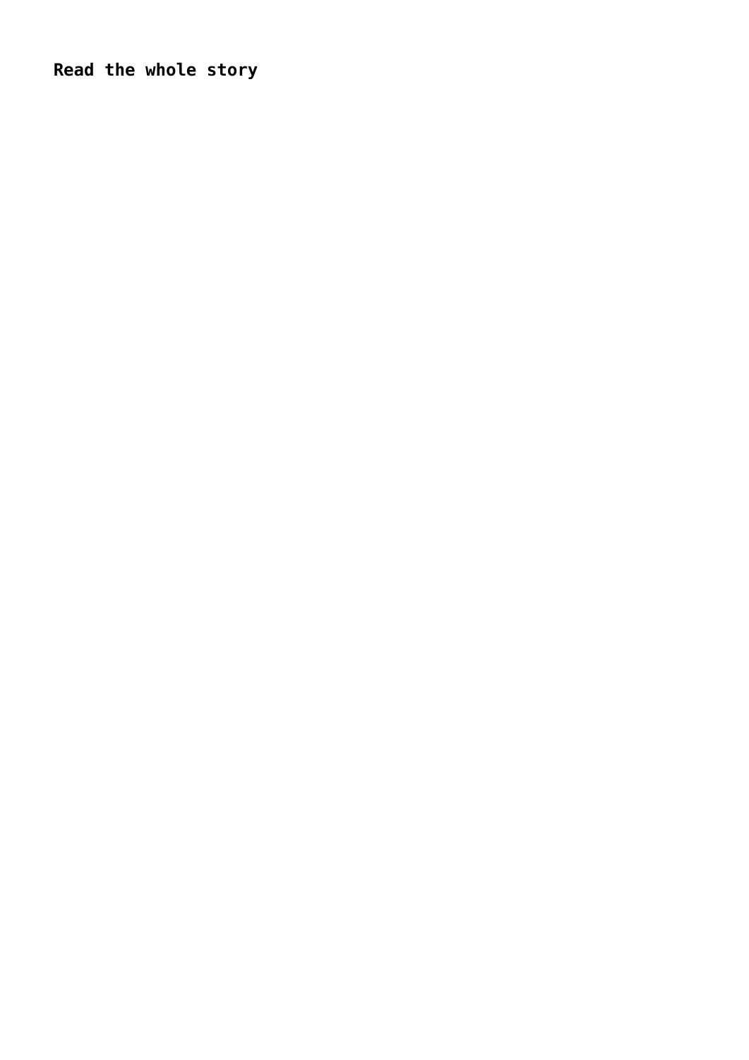**Read the whole story**